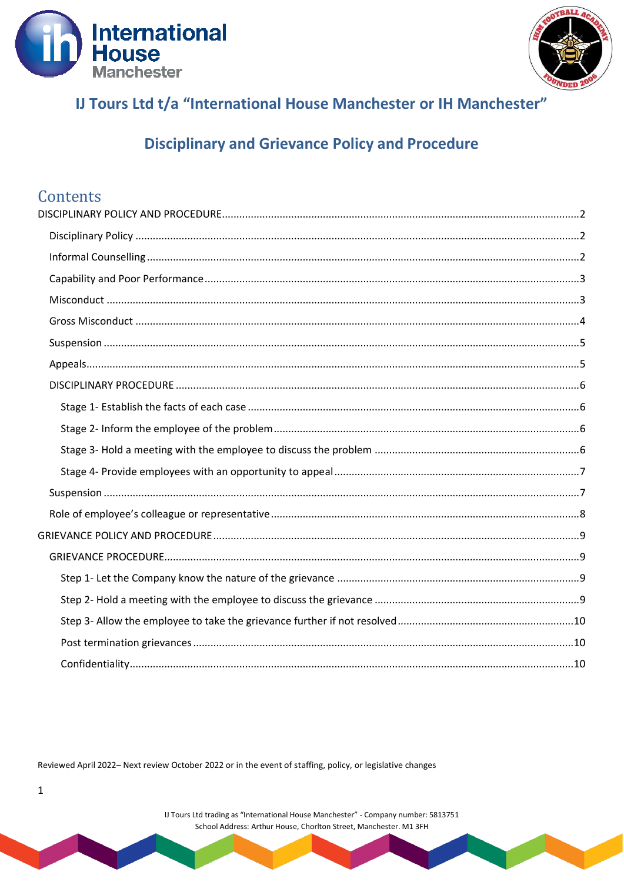# IJ Tours Ltd t/a "International House Manchester or IH Manchester"

## Disciplinary and Grievance Policy and Procedure

## Contents

- DISCIPLINARY POLICY AND PROCEDURE ... 2
  - Disciplinary Policy ... 2
  - Informal Counselling ... 2
  - Capability and Poor Performance ... 3
  - Misconduct ... 3
  - Gross Misconduct ... 4
  - Suspension ... 5
  - Appeals ... 5
  - DISCIPLINARY PROCEDURE ... 6
    - Stage 1- Establish the facts of each case ... 6
    - Stage 2- Inform the employee of the problem ... 6
    - Stage 3- Hold a meeting with the employee to discuss the problem ... 6
    - Stage 4- Provide employees with an opportunity to appeal ... 7
  - Suspension ... 7
  - Role of employee's colleague or representative ... 8
- GRIEVANCE POLICY AND PROCEDURE ... 9
  - GRIEVANCE PROCEDURE ... 9
    - Step 1- Let the Company know the nature of the grievance ... 9
    - Step 2- Hold a meeting with the employee to discuss the grievance ... 9
    - Step 3- Allow the employee to take the grievance further if not resolved ... 10
    - Post termination grievances ... 10
    - Confidentiality ... 10

Reviewed April 2022– Next review October 2022 or in the event of staffing, policy, or legislative changes

IJ Tours Ltd trading as "International House Manchester" - Company number: 5813751
School Address: Arthur House, Chorlton Street, Manchester. M1 3FH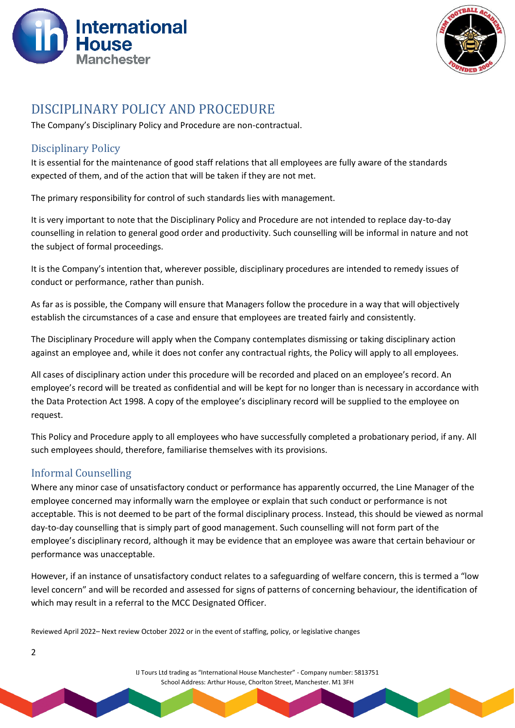# DISCIPLINARY POLICY AND PROCEDURE

The Company's Disciplinary Policy and Procedure are non-contractual.

## Disciplinary Policy

It is essential for the maintenance of good staff relations that all employees are fully aware of the standards expected of them, and of the action that will be taken if they are not met.

The primary responsibility for control of such standards lies with management.

It is very important to note that the Disciplinary Policy and Procedure are not intended to replace day-to-day counselling in relation to general good order and productivity. Such counselling will be informal in nature and not the subject of formal proceedings.

It is the Company's intention that, wherever possible, disciplinary procedures are intended to remedy issues of conduct or performance, rather than punish.

As far as is possible, the Company will ensure that Managers follow the procedure in a way that will objectively establish the circumstances of a case and ensure that employees are treated fairly and consistently.

The Disciplinary Procedure will apply when the Company contemplates dismissing or taking disciplinary action against an employee and, while it does not confer any contractual rights, the Policy will apply to all employees.

All cases of disciplinary action under this procedure will be recorded and placed on an employee's record. An employee's record will be treated as confidential and will be kept for no longer than is necessary in accordance with the Data Protection Act 1998. A copy of the employee's disciplinary record will be supplied to the employee on request.

This Policy and Procedure apply to all employees who have successfully completed a probationary period, if any. All such employees should, therefore, familiarise themselves with its provisions.

## Informal Counselling

Where any minor case of unsatisfactory conduct or performance has apparently occurred, the Line Manager of the employee concerned may informally warn the employee or explain that such conduct or performance is not acceptable. This is not deemed to be part of the formal disciplinary process. Instead, this should be viewed as normal day-to-day counselling that is simply part of good management. Such counselling will not form part of the employee's disciplinary record, although it may be evidence that an employee was aware that certain behaviour or performance was unacceptable.

However, if an instance of unsatisfactory conduct relates to a safeguarding of welfare concern, this is termed a "low level concern" and will be recorded and assessed for signs of patterns of concerning behaviour, the identification of which may result in a referral to the MCC Designated Officer.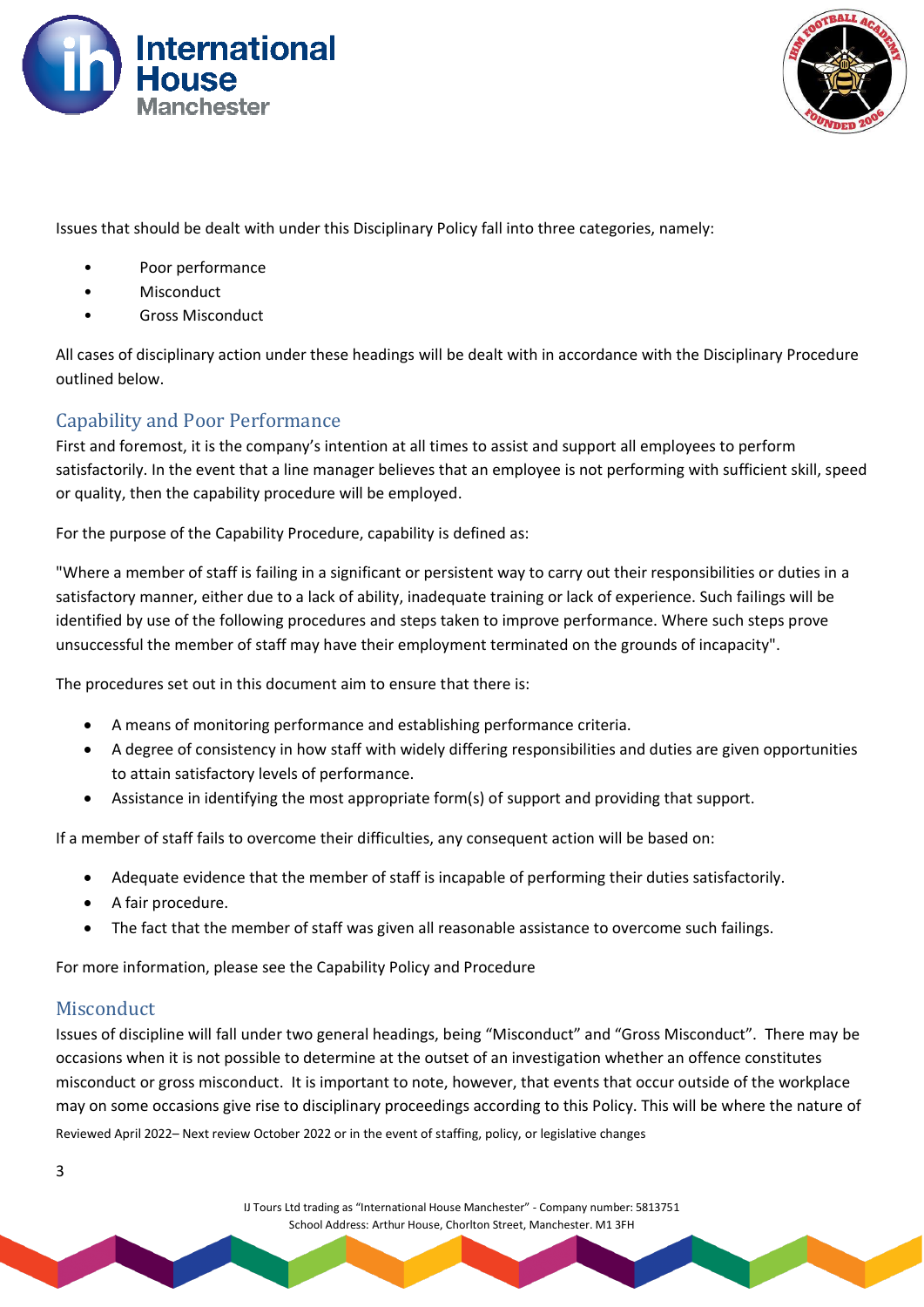Issues that should be dealt with under this Disciplinary Policy fall into three categories, namely:

- Poor performance
- Misconduct
- Gross Misconduct

All cases of disciplinary action under these headings will be dealt with in accordance with the Disciplinary Procedure outlined below.

## Capability and Poor Performance

First and foremost, it is the company's intention at all times to assist and support all employees to perform satisfactorily. In the event that a line manager believes that an employee is not performing with sufficient skill, speed or quality, then the capability procedure will be employed.

For the purpose of the Capability Procedure, capability is defined as:

"Where a member of staff is failing in a significant or persistent way to carry out their responsibilities or duties in a satisfactory manner, either due to a lack of ability, inadequate training or lack of experience. Such failings will be identified by use of the following procedures and steps taken to improve performance. Where such steps prove unsuccessful the member of staff may have their employment terminated on the grounds of incapacity".

The procedures set out in this document aim to ensure that there is:

- A means of monitoring performance and establishing performance criteria.
- A degree of consistency in how staff with widely differing responsibilities and duties are given opportunities to attain satisfactory levels of performance.
- Assistance in identifying the most appropriate form(s) of support and providing that support.

If a member of staff fails to overcome their difficulties, any consequent action will be based on:

- Adequate evidence that the member of staff is incapable of performing their duties satisfactorily.
- A fair procedure.
- The fact that the member of staff was given all reasonable assistance to overcome such failings.

For more information, please see the Capability Policy and Procedure

## Misconduct

Issues of discipline will fall under two general headings, being "Misconduct" and "Gross Misconduct". There may be occasions when it is not possible to determine at the outset of an investigation whether an offence constitutes misconduct or gross misconduct. It is important to note, however, that events that occur outside of the workplace may on some occasions give rise to disciplinary proceedings according to this Policy. This will be where the nature of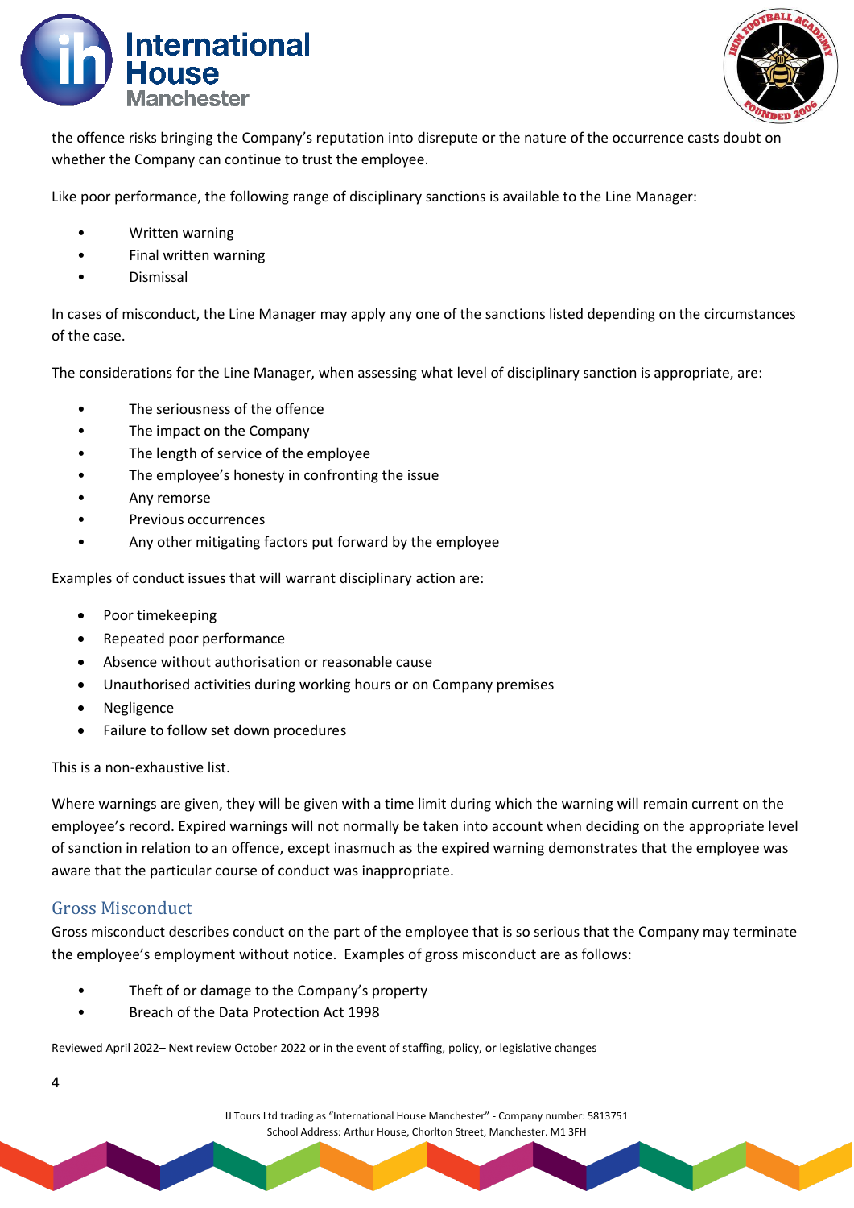the offence risks bringing the Company's reputation into disrepute or the nature of the occurrence casts doubt on whether the Company can continue to trust the employee.

Like poor performance, the following range of disciplinary sanctions is available to the Line Manager:

- Written warning
- Final written warning
- Dismissal

In cases of misconduct, the Line Manager may apply any one of the sanctions listed depending on the circumstances of the case.

The considerations for the Line Manager, when assessing what level of disciplinary sanction is appropriate, are:

- The seriousness of the offence
- The impact on the Company
- The length of service of the employee
- The employee's honesty in confronting the issue
- Any remorse
- Previous occurrences
- Any other mitigating factors put forward by the employee

Examples of conduct issues that will warrant disciplinary action are:

- Poor timekeeping
- Repeated poor performance
- Absence without authorisation or reasonable cause
- Unauthorised activities during working hours or on Company premises
- Negligence
- Failure to follow set down procedures

This is a non-exhaustive list.

Where warnings are given, they will be given with a time limit during which the warning will remain current on the employee's record. Expired warnings will not normally be taken into account when deciding on the appropriate level of sanction in relation to an offence, except inasmuch as the expired warning demonstrates that the employee was aware that the particular course of conduct was inappropriate.

## Gross Misconduct

Gross misconduct describes conduct on the part of the employee that is so serious that the Company may terminate the employee's employment without notice. Examples of gross misconduct are as follows:

- Theft of or damage to the Company's property
- Breach of the Data Protection Act 1998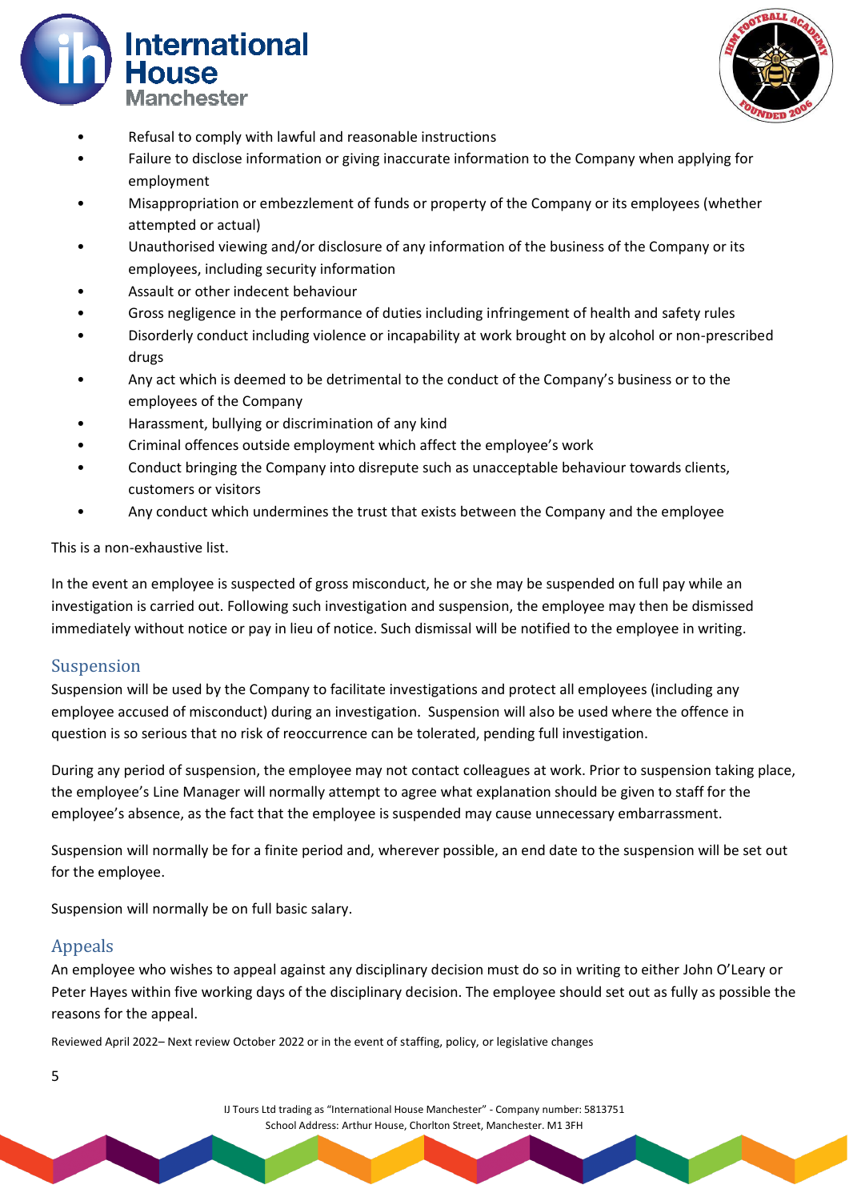- Refusal to comply with lawful and reasonable instructions
- Failure to disclose information or giving inaccurate information to the Company when applying for employment
- Misappropriation or embezzlement of funds or property of the Company or its employees (whether attempted or actual)
- Unauthorised viewing and/or disclosure of any information of the business of the Company or its employees, including security information
- Assault or other indecent behaviour
- Gross negligence in the performance of duties including infringement of health and safety rules
- Disorderly conduct including violence or incapability at work brought on by alcohol or non-prescribed drugs
- Any act which is deemed to be detrimental to the conduct of the Company's business or to the employees of the Company
- Harassment, bullying or discrimination of any kind
- Criminal offences outside employment which affect the employee's work
- Conduct bringing the Company into disrepute such as unacceptable behaviour towards clients, customers or visitors
- Any conduct which undermines the trust that exists between the Company and the employee

This is a non-exhaustive list.

In the event an employee is suspected of gross misconduct, he or she may be suspended on full pay while an investigation is carried out. Following such investigation and suspension, the employee may then be dismissed immediately without notice or pay in lieu of notice. Such dismissal will be notified to the employee in writing.

## Suspension

Suspension will be used by the Company to facilitate investigations and protect all employees (including any employee accused of misconduct) during an investigation. Suspension will also be used where the offence in question is so serious that no risk of reoccurrence can be tolerated, pending full investigation.

During any period of suspension, the employee may not contact colleagues at work. Prior to suspension taking place, the employee's Line Manager will normally attempt to agree what explanation should be given to staff for the employee's absence, as the fact that the employee is suspended may cause unnecessary embarrassment.

Suspension will normally be for a finite period and, wherever possible, an end date to the suspension will be set out for the employee.

Suspension will normally be on full basic salary.

## Appeals

An employee who wishes to appeal against any disciplinary decision must do so in writing to either John O'Leary or Peter Hayes within five working days of the disciplinary decision. The employee should set out as fully as possible the reasons for the appeal.

Reviewed April 2022– Next review October 2022 or in the event of staffing, policy, or legislative changes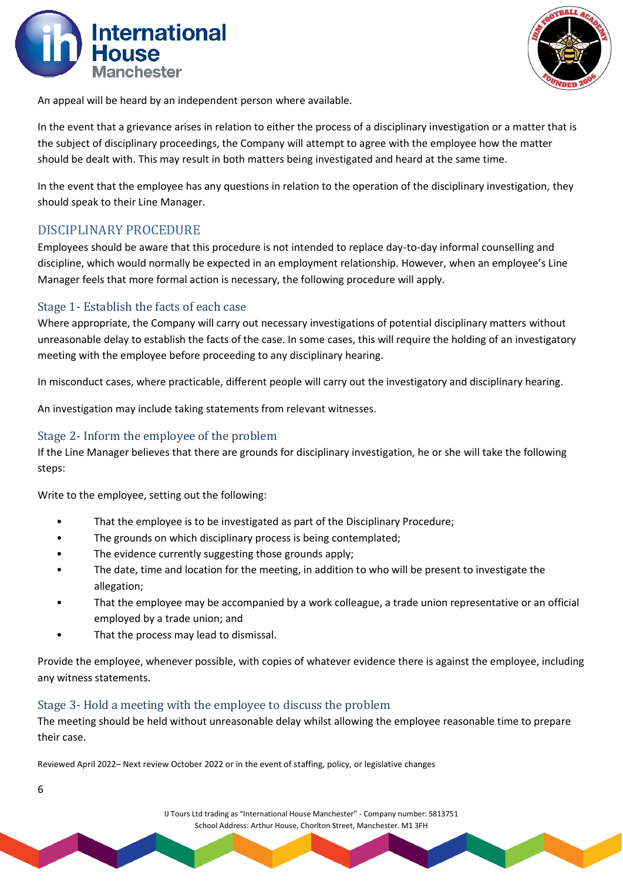An appeal will be heard by an independent person where available.

In the event that a grievance arises in relation to either the process of a disciplinary investigation or a matter that is the subject of disciplinary proceedings, the Company will attempt to agree with the employee how the matter should be dealt with. This may result in both matters being investigated and heard at the same time.

In the event that the employee has any questions in relation to the operation of the disciplinary investigation, they should speak to their Line Manager.

## DISCIPLINARY PROCEDURE

Employees should be aware that this procedure is not intended to replace day-to-day informal counselling and discipline, which would normally be expected in an employment relationship. However, when an employee's Line Manager feels that more formal action is necessary, the following procedure will apply.

### Stage 1- Establish the facts of each case

Where appropriate, the Company will carry out necessary investigations of potential disciplinary matters without unreasonable delay to establish the facts of the case. In some cases, this will require the holding of an investigatory meeting with the employee before proceeding to any disciplinary hearing.

In misconduct cases, where practicable, different people will carry out the investigatory and disciplinary hearing.

An investigation may include taking statements from relevant witnesses.

### Stage 2- Inform the employee of the problem

If the Line Manager believes that there are grounds for disciplinary investigation, he or she will take the following steps:

Write to the employee, setting out the following:

- That the employee is to be investigated as part of the Disciplinary Procedure;
- The grounds on which disciplinary process is being contemplated;
- The evidence currently suggesting those grounds apply;
- The date, time and location for the meeting, in addition to who will be present to investigate the allegation;
- That the employee may be accompanied by a work colleague, a trade union representative or an official employed by a trade union; and
- That the process may lead to dismissal.

Provide the employee, whenever possible, with copies of whatever evidence there is against the employee, including any witness statements.

### Stage 3- Hold a meeting with the employee to discuss the problem

The meeting should be held without unreasonable delay whilst allowing the employee reasonable time to prepare their case.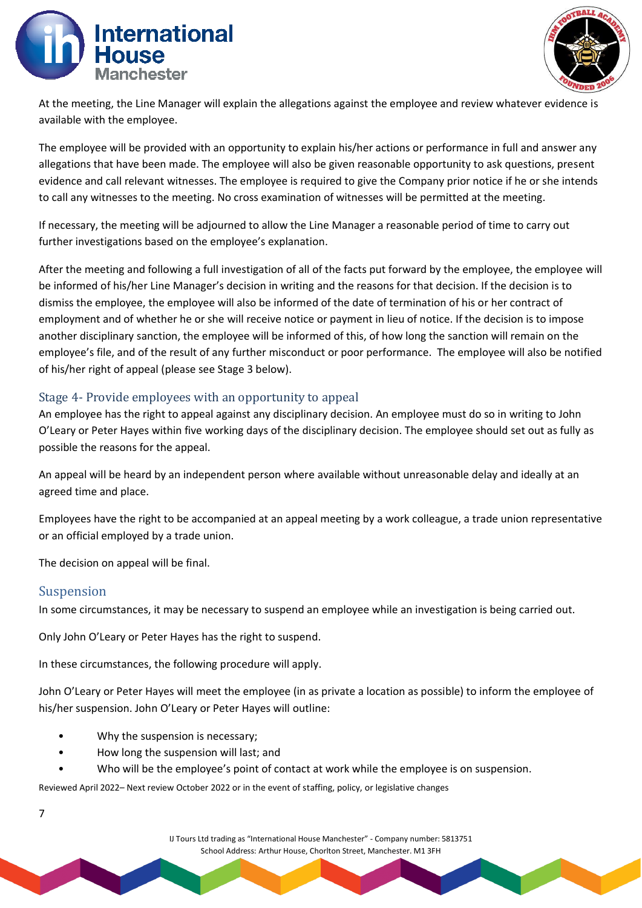At the meeting, the Line Manager will explain the allegations against the employee and review whatever evidence is available with the employee.

The employee will be provided with an opportunity to explain his/her actions or performance in full and answer any allegations that have been made. The employee will also be given reasonable opportunity to ask questions, present evidence and call relevant witnesses. The employee is required to give the Company prior notice if he or she intends to call any witnesses to the meeting. No cross examination of witnesses will be permitted at the meeting.

If necessary, the meeting will be adjourned to allow the Line Manager a reasonable period of time to carry out further investigations based on the employee's explanation.

After the meeting and following a full investigation of all of the facts put forward by the employee, the employee will be informed of his/her Line Manager's decision in writing and the reasons for that decision. If the decision is to dismiss the employee, the employee will also be informed of the date of termination of his or her contract of employment and of whether he or she will receive notice or payment in lieu of notice. If the decision is to impose another disciplinary sanction, the employee will be informed of this, of how long the sanction will remain on the employee's file, and of the result of any further misconduct or poor performance. The employee will also be notified of his/her right of appeal (please see Stage 3 below).

## Stage 4- Provide employees with an opportunity to appeal

An employee has the right to appeal against any disciplinary decision. An employee must do so in writing to John O'Leary or Peter Hayes within five working days of the disciplinary decision. The employee should set out as fully as possible the reasons for the appeal.

An appeal will be heard by an independent person where available without unreasonable delay and ideally at an agreed time and place.

Employees have the right to be accompanied at an appeal meeting by a work colleague, a trade union representative or an official employed by a trade union.

The decision on appeal will be final.

## Suspension

In some circumstances, it may be necessary to suspend an employee while an investigation is being carried out.

Only John O'Leary or Peter Hayes has the right to suspend.

In these circumstances, the following procedure will apply.

John O'Leary or Peter Hayes will meet the employee (in as private a location as possible) to inform the employee of his/her suspension. John O'Leary or Peter Hayes will outline:

- Why the suspension is necessary;
- How long the suspension will last; and
- Who will be the employee's point of contact at work while the employee is on suspension.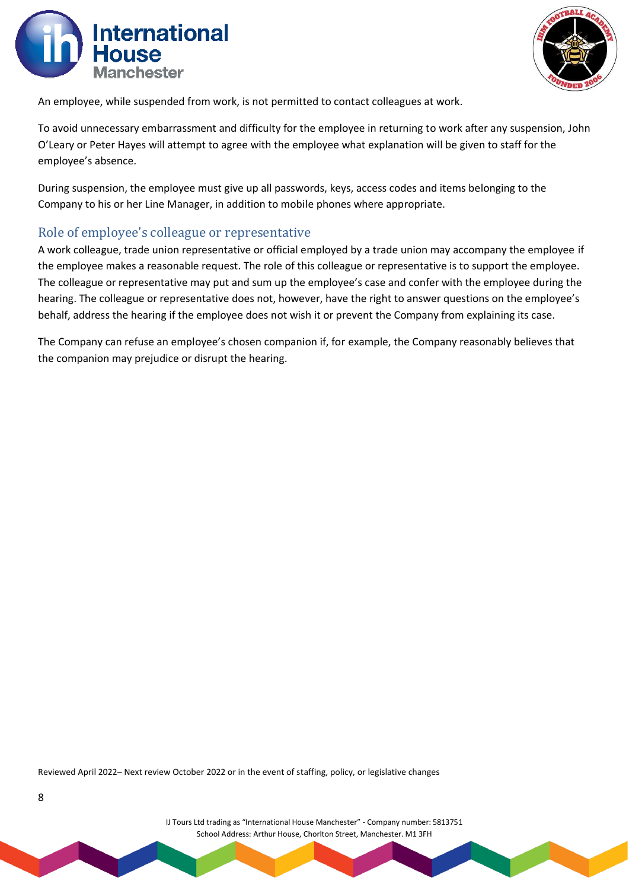An employee, while suspended from work, is not permitted to contact colleagues at work.

To avoid unnecessary embarrassment and difficulty for the employee in returning to work after any suspension, John O'Leary or Peter Hayes will attempt to agree with the employee what explanation will be given to staff for the employee's absence.

During suspension, the employee must give up all passwords, keys, access codes and items belonging to the Company to his or her Line Manager, in addition to mobile phones where appropriate.

## Role of employee's colleague or representative

A work colleague, trade union representative or official employed by a trade union may accompany the employee if the employee makes a reasonable request. The role of this colleague or representative is to support the employee. The colleague or representative may put and sum up the employee's case and confer with the employee during the hearing. The colleague or representative does not, however, have the right to answer questions on the employee's behalf, address the hearing if the employee does not wish it or prevent the Company from explaining its case.

The Company can refuse an employee's chosen companion if, for example, the Company reasonably believes that the companion may prejudice or disrupt the hearing.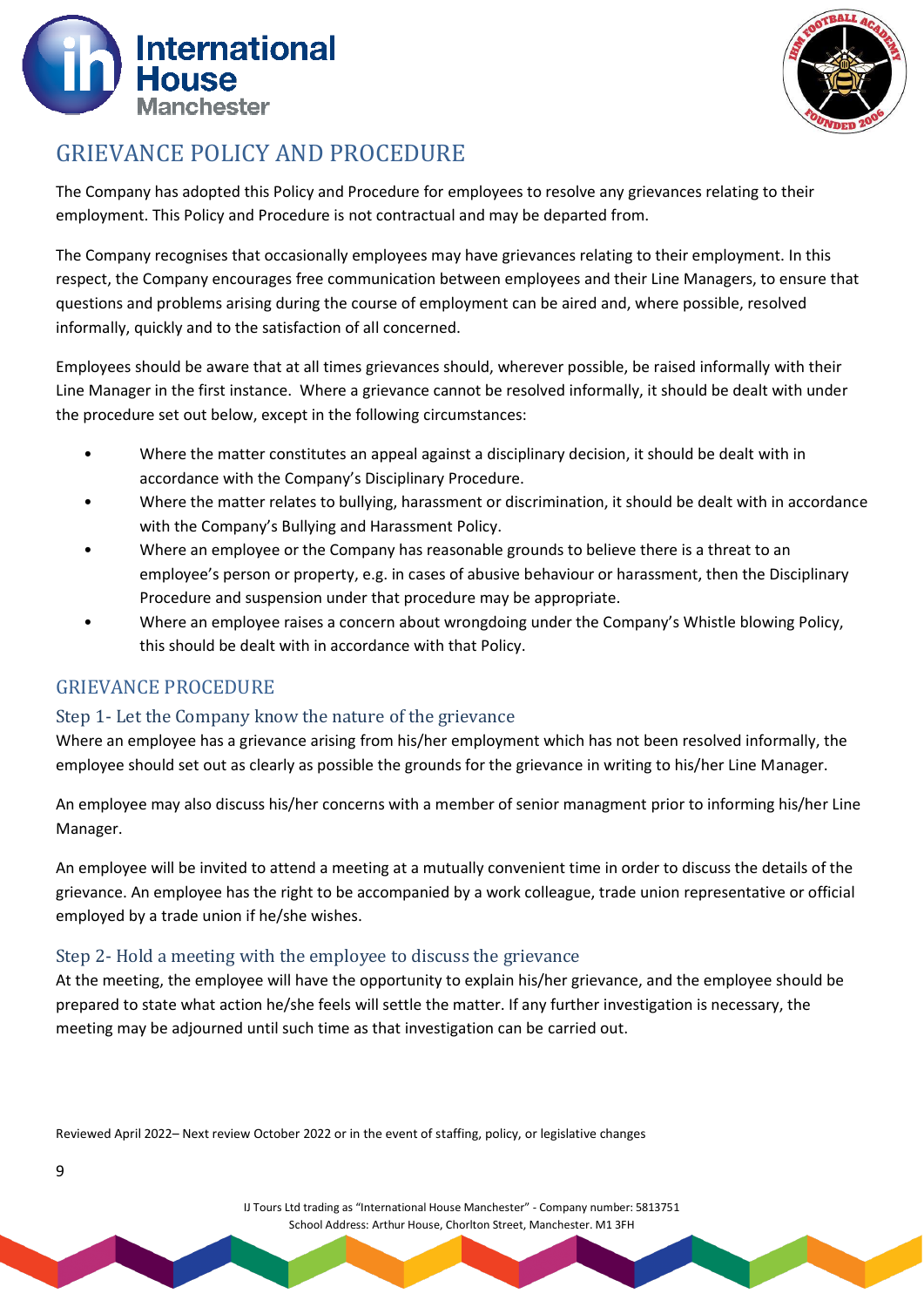# GRIEVANCE POLICY AND PROCEDURE

The Company has adopted this Policy and Procedure for employees to resolve any grievances relating to their employment. This Policy and Procedure is not contractual and may be departed from.

The Company recognises that occasionally employees may have grievances relating to their employment. In this respect, the Company encourages free communication between employees and their Line Managers, to ensure that questions and problems arising during the course of employment can be aired and, where possible, resolved informally, quickly and to the satisfaction of all concerned.

Employees should be aware that at all times grievances should, wherever possible, be raised informally with their Line Manager in the first instance. Where a grievance cannot be resolved informally, it should be dealt with under the procedure set out below, except in the following circumstances:

- Where the matter constitutes an appeal against a disciplinary decision, it should be dealt with in accordance with the Company's Disciplinary Procedure.
- Where the matter relates to bullying, harassment or discrimination, it should be dealt with in accordance with the Company's Bullying and Harassment Policy.
- Where an employee or the Company has reasonable grounds to believe there is a threat to an employee's person or property, e.g. in cases of abusive behaviour or harassment, then the Disciplinary Procedure and suspension under that procedure may be appropriate.
- Where an employee raises a concern about wrongdoing under the Company's Whistle blowing Policy, this should be dealt with in accordance with that Policy.

## GRIEVANCE PROCEDURE

### Step 1- Let the Company know the nature of the grievance

Where an employee has a grievance arising from his/her employment which has not been resolved informally, the employee should set out as clearly as possible the grounds for the grievance in writing to his/her Line Manager.

An employee may also discuss his/her concerns with a member of senior managment prior to informing his/her Line Manager.

An employee will be invited to attend a meeting at a mutually convenient time in order to discuss the details of the grievance. An employee has the right to be accompanied by a work colleague, trade union representative or official employed by a trade union if he/she wishes.

### Step 2- Hold a meeting with the employee to discuss the grievance

At the meeting, the employee will have the opportunity to explain his/her grievance, and the employee should be prepared to state what action he/she feels will settle the matter. If any further investigation is necessary, the meeting may be adjourned until such time as that investigation can be carried out.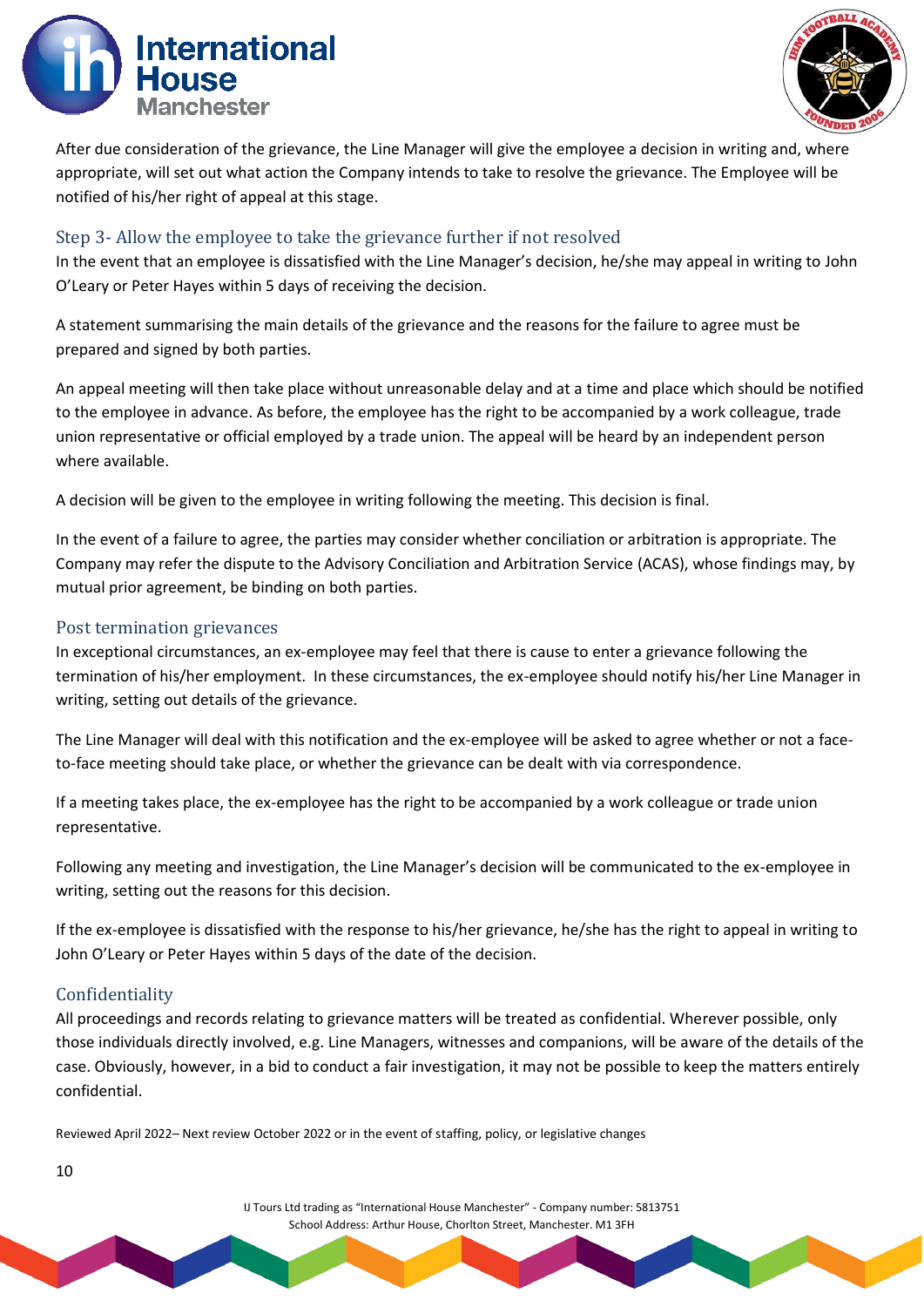After due consideration of the grievance, the Line Manager will give the employee a decision in writing and, where appropriate, will set out what action the Company intends to take to resolve the grievance. The Employee will be notified of his/her right of appeal at this stage.

### Step 3- Allow the employee to take the grievance further if not resolved

In the event that an employee is dissatisfied with the Line Manager's decision, he/she may appeal in writing to John O'Leary or Peter Hayes within 5 days of receiving the decision.

A statement summarising the main details of the grievance and the reasons for the failure to agree must be prepared and signed by both parties.

An appeal meeting will then take place without unreasonable delay and at a time and place which should be notified to the employee in advance. As before, the employee has the right to be accompanied by a work colleague, trade union representative or official employed by a trade union. The appeal will be heard by an independent person where available.

A decision will be given to the employee in writing following the meeting. This decision is final.

In the event of a failure to agree, the parties may consider whether conciliation or arbitration is appropriate. The Company may refer the dispute to the Advisory Conciliation and Arbitration Service (ACAS), whose findings may, by mutual prior agreement, be binding on both parties.

### Post termination grievances

In exceptional circumstances, an ex-employee may feel that there is cause to enter a grievance following the termination of his/her employment. In these circumstances, the ex-employee should notify his/her Line Manager in writing, setting out details of the grievance.

The Line Manager will deal with this notification and the ex-employee will be asked to agree whether or not a face-to-face meeting should take place, or whether the grievance can be dealt with via correspondence.

If a meeting takes place, the ex-employee has the right to be accompanied by a work colleague or trade union representative.

Following any meeting and investigation, the Line Manager's decision will be communicated to the ex-employee in writing, setting out the reasons for this decision.

If the ex-employee is dissatisfied with the response to his/her grievance, he/she has the right to appeal in writing to John O'Leary or Peter Hayes within 5 days of the date of the decision.

### Confidentiality

All proceedings and records relating to grievance matters will be treated as confidential. Wherever possible, only those individuals directly involved, e.g. Line Managers, witnesses and companions, will be aware of the details of the case. Obviously, however, in a bid to conduct a fair investigation, it may not be possible to keep the matters entirely confidential.

Reviewed April 2022– Next review October 2022 or in the event of staffing, policy, or legislative changes